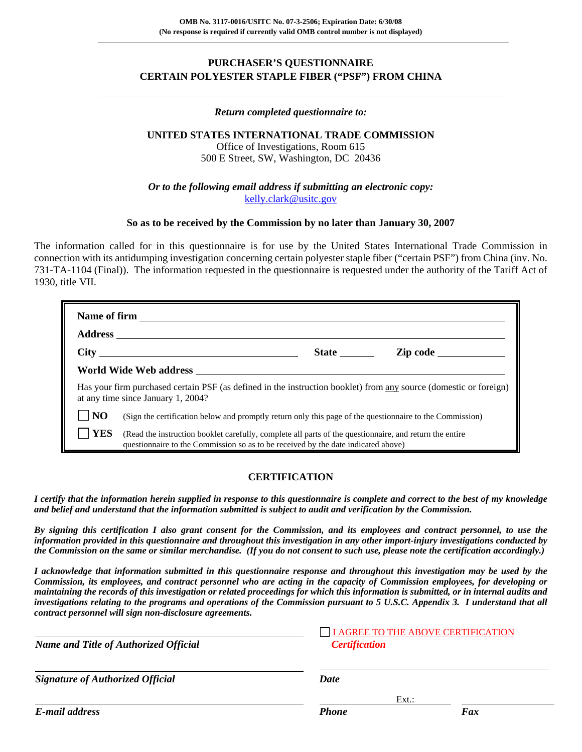OMB No. 3117-0016/USITC No. 07-3-2506; Expiration Date: 6/30/08
(No response is required if currently valid OMB control number is not displayed)

# PURCHASER'S QUESTIONNAIRE
# CERTAIN POLYESTER STAPLE FIBER ("PSF") FROM CHINA

*Return completed questionnaire to:*

**UNITED STATES INTERNATIONAL TRADE COMMISSION**
Office of Investigations, Room 615
500 E Street, SW, Washington, DC 20436

*Or to the following email address if submitting an electronic copy:*
kelly.clark@usitc.gov

**So as to be received by the Commission by no later than January 30, 2007**

The information called for in this questionnaire is for use by the United States International Trade Commission in connection with its antidumping investigation concerning certain polyester staple fiber ("certain PSF") from China (inv. No. 731-TA-1104 (Final)). The information requested in the questionnaire is requested under the authority of the Tariff Act of 1930, title VII.

**Name of firm** ______________________________

**Address** ______________________________

**City** ____________________ **State** ________ **Zip code** ____________

**World Wide Web address** ______________________________

Has your firm purchased certain PSF (as defined in the instruction booklet) from any source (domestic or foreign) at any time since January 1, 2004?

☐ **NO** (Sign the certification below and promptly return only this page of the questionnaire to the Commission)

☐ **YES** (Read the instruction booklet carefully, complete all parts of the questionnaire, and return the entire questionnaire to the Commission so as to be received by the date indicated above)

## CERTIFICATION

***I certify that the information herein supplied in response to this questionnaire is complete and correct to the best of my knowledge and belief and understand that the information submitted is subject to audit and verification by the Commission.***

***By signing this certification I also grant consent for the Commission, and its employees and contract personnel, to use the information provided in this questionnaire and throughout this investigation in any other import-injury investigations conducted by the Commission on the same or similar merchandise. (If you do not consent to such use, please note the certification accordingly.)***

***I acknowledge that information submitted in this questionnaire response and throughout this investigation may be used by the Commission, its employees, and contract personnel who are acting in the capacity of Commission employees, for developing or maintaining the records of this investigation or related proceedings for which this information is submitted, or in internal audits and investigations relating to the programs and operations of the Commission pursuant to 5 U.S.C. Appendix 3. I understand that all contract personnel will sign non-disclosure agreements.***

______________________________ ☐ I AGREE TO THE ABOVE CERTIFICATION
***Name and Title of Authorized Official*** ***Certification***

______________________________ ______________________________
***Signature of Authorized Official*** ***Date***

______________________________ ____________ Ext.: ______ ____________
***E-mail address*** ***Phone*** ***Fax***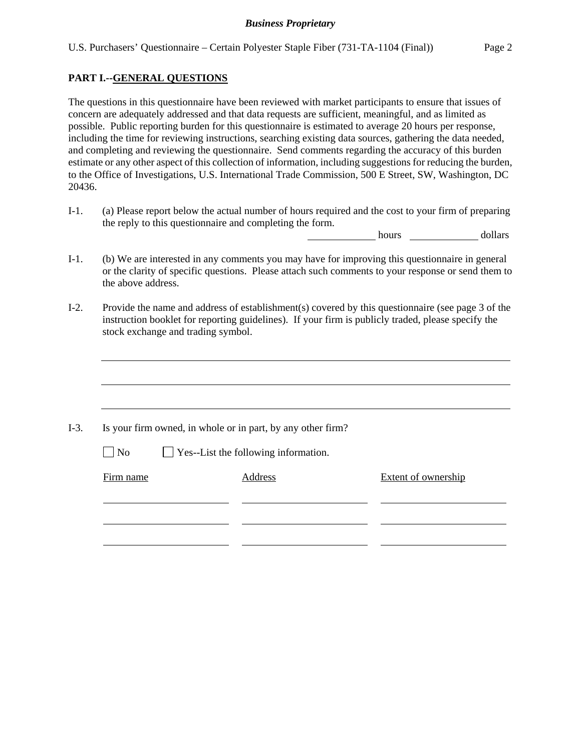## PART I.--GENERAL QUESTIONS

The questions in this questionnaire have been reviewed with market participants to ensure that issues of concern are adequately addressed and that data requests are sufficient, meaningful, and as limited as possible. Public reporting burden for this questionnaire is estimated to average 20 hours per response, including the time for reviewing instructions, searching existing data sources, gathering the data needed, and completing and reviewing the questionnaire. Send comments regarding the accuracy of this burden estimate or any other aspect of this collection of information, including suggestions for reducing the burden, to the Office of Investigations, U.S. International Trade Commission, 500 E Street, SW, Washington, DC 20436.

I-1. (a) Please report below the actual number of hours required and the cost to your firm of preparing the reply to this questionnaire and completing the form.

______________ hours ______________ dollars

I-1. (b) We are interested in any comments you may have for improving this questionnaire in general or the clarity of specific questions. Please attach such comments to your response or send them to the above address.

I-2. Provide the name and address of establishment(s) covered by this questionnaire (see page 3 of the instruction booklet for reporting guidelines). If your firm is publicly traded, please specify the stock exchange and trading symbol.

________________________________________________________________________

________________________________________________________________________

________________________________________________________________________

I-3. Is your firm owned, in whole or in part, by any other firm?

☐ No ☐ Yes--List the following information.

| Firm name | Address | Extent of ownership |
|---|---|---|
| | | |
| | | |
| | | |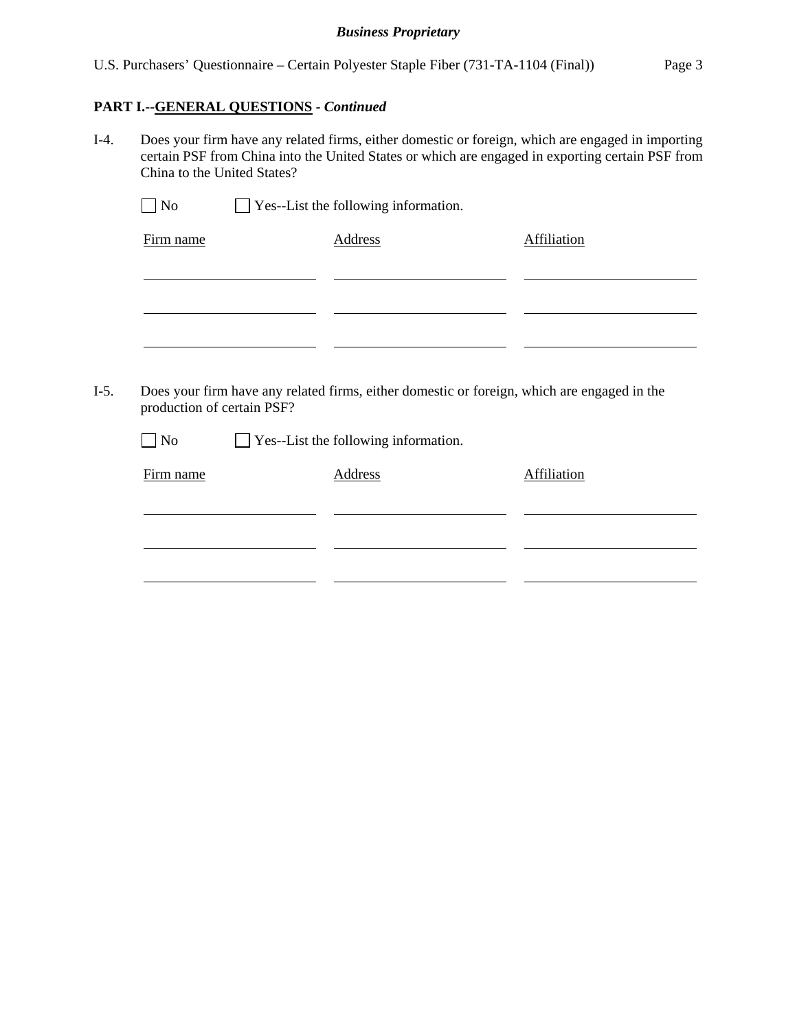**PART I.--GENERAL QUESTIONS** - ***Continued***

I-4. Does your firm have any related firms, either domestic or foreign, which are engaged in importing certain PSF from China into the United States or which are engaged in exporting certain PSF from China to the United States?

☐ No ☐ Yes--List the following information.

| Firm name | Address | Affiliation |
|---|---|---|
| | | |
| | | |
| | | |

I-5. Does your firm have any related firms, either domestic or foreign, which are engaged in the production of certain PSF?

☐ No ☐ Yes--List the following information.

| Firm name | Address | Affiliation |
|---|---|---|
| | | |
| | | |
| | | |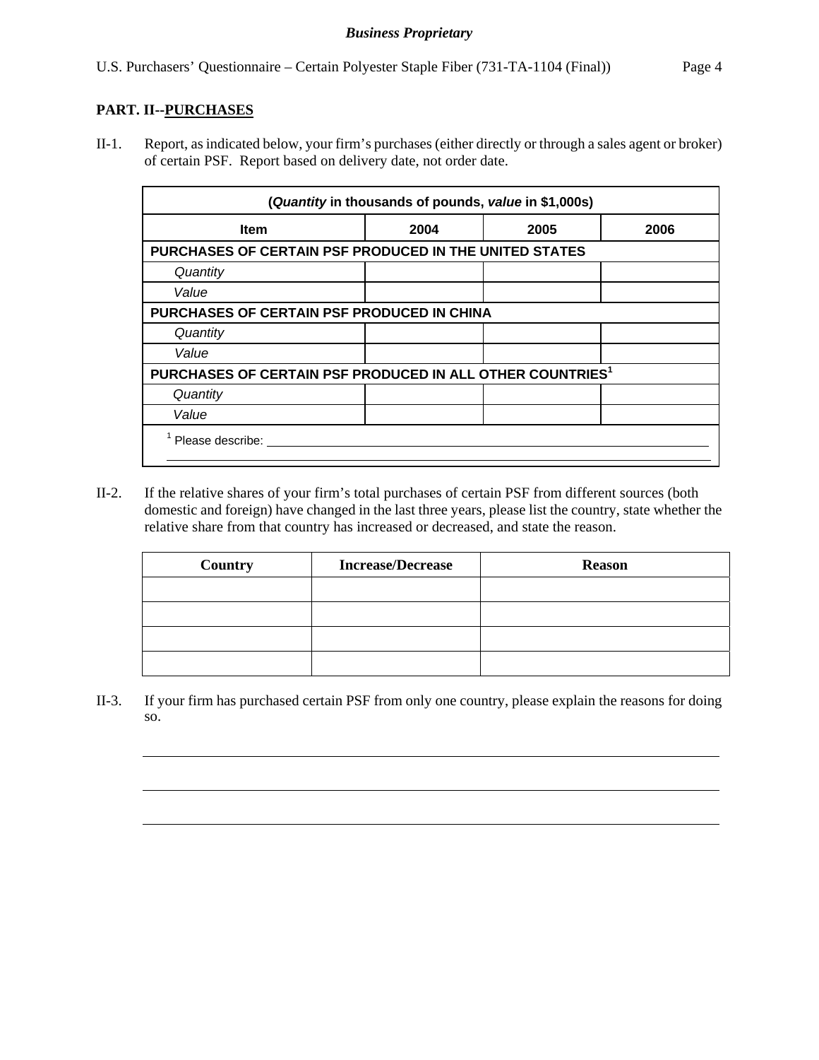## PART. II--PURCHASES

II-1. Report, as indicated below, your firm's purchases (either directly or through a sales agent or broker) of certain PSF. Report based on delivery date, not order date.

| (*Quantity* in thousands of pounds, *value* in $1,000s) | | | |
|---|---|---|---|
| **Item** | **2004** | **2005** | **2006** |
| **PURCHASES OF CERTAIN PSF PRODUCED IN THE UNITED STATES** | | | |
| *Quantity* | | | |
| *Value* | | | |
| **PURCHASES OF CERTAIN PSF PRODUCED IN CHINA** | | | |
| *Quantity* | | | |
| *Value* | | | |
| **PURCHASES OF CERTAIN PSF PRODUCED IN ALL OTHER COUNTRIES[1]** | | | |
| *Quantity* | | | |
| *Value* | | | |

[1] Please describe: ____________________

II-2. If the relative shares of your firm's total purchases of certain PSF from different sources (both domestic and foreign) have changed in the last three years, please list the country, state whether the relative share from that country has increased or decreased, and state the reason.

| Country | Increase/Decrease | Reason |
|---|---|---|
| | | |
| | | |
| | | |
| | | |

II-3. If your firm has purchased certain PSF from only one country, please explain the reasons for doing so.

____________________

____________________

____________________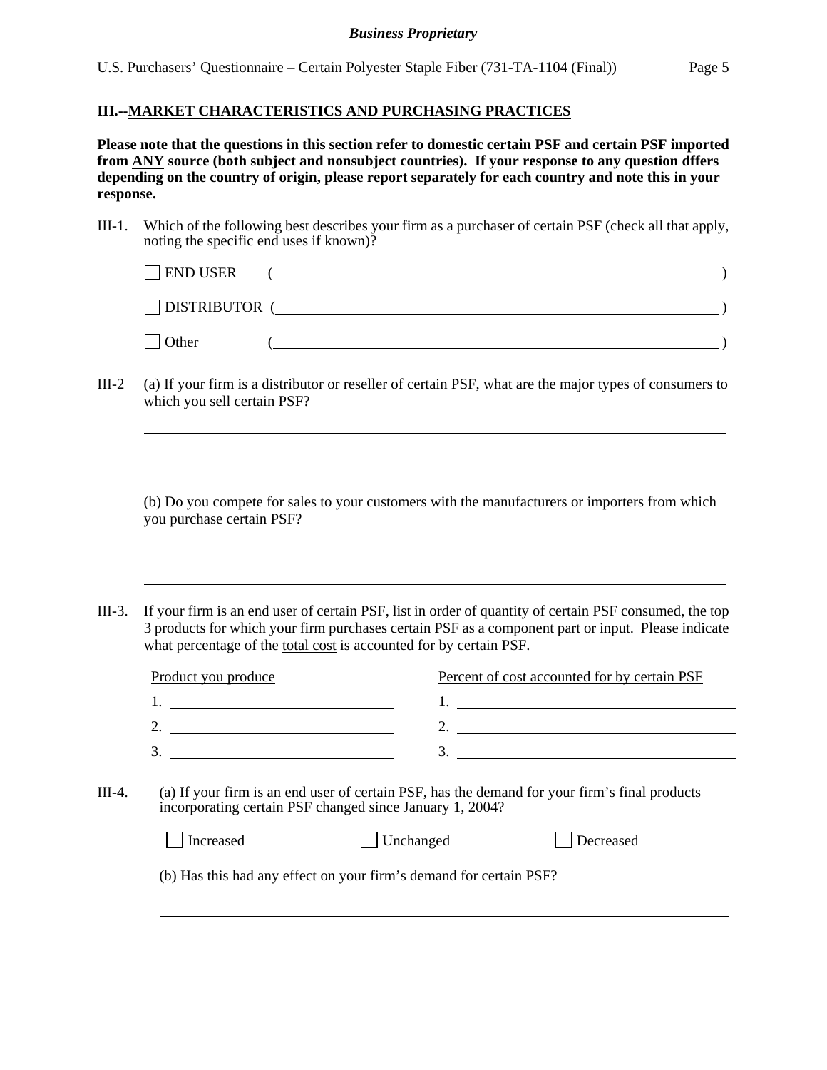## III.--MARKET CHARACTERISTICS AND PURCHASING PRACTICES

**Please note that the questions in this section refer to domestic certain PSF and certain PSF imported from ANY source (both subject and nonsubject countries). If your response to any question dffers depending on the country of origin, please report separately for each country and note this in your response.**

III-1. Which of the following best describes your firm as a purchaser of certain PSF (check all that apply, noting the specific end uses if known)?

☐ END USER (\_\_\_\_\_\_\_\_\_\_\_\_\_\_\_\_\_\_\_\_\_\_\_\_\_\_\_\_\_\_\_\_\_\_\_\_\_\_\_\_)

☐ DISTRIBUTOR (\_\_\_\_\_\_\_\_\_\_\_\_\_\_\_\_\_\_\_\_\_\_\_\_\_\_\_\_\_\_\_\_\_\_\_\_\_\_\_\_)

☐ Other (\_\_\_\_\_\_\_\_\_\_\_\_\_\_\_\_\_\_\_\_\_\_\_\_\_\_\_\_\_\_\_\_\_\_\_\_\_\_\_\_)

III-2 (a) If your firm is a distributor or reseller of certain PSF, what are the major types of consumers to which you sell certain PSF?

\_\_\_\_\_\_\_\_\_\_\_\_\_\_\_\_\_\_\_\_\_\_\_\_\_\_\_\_\_\_\_\_\_\_\_\_\_\_\_\_\_\_\_\_\_\_\_\_\_\_\_\_\_\_\_\_

\_\_\_\_\_\_\_\_\_\_\_\_\_\_\_\_\_\_\_\_\_\_\_\_\_\_\_\_\_\_\_\_\_\_\_\_\_\_\_\_\_\_\_\_\_\_\_\_\_\_\_\_\_\_\_\_

(b) Do you compete for sales to your customers with the manufacturers or importers from which you purchase certain PSF?

\_\_\_\_\_\_\_\_\_\_\_\_\_\_\_\_\_\_\_\_\_\_\_\_\_\_\_\_\_\_\_\_\_\_\_\_\_\_\_\_\_\_\_\_\_\_\_\_\_\_\_\_\_\_\_\_

\_\_\_\_\_\_\_\_\_\_\_\_\_\_\_\_\_\_\_\_\_\_\_\_\_\_\_\_\_\_\_\_\_\_\_\_\_\_\_\_\_\_\_\_\_\_\_\_\_\_\_\_\_\_\_\_

III-3. If your firm is an end user of certain PSF, list in order of quantity of certain PSF consumed, the top 3 products for which your firm purchases certain PSF as a component part or input. Please indicate what percentage of the total cost is accounted for by certain PSF.

| Product you produce | Percent of cost accounted for by certain PSF |
|---|---|
| 1. | 1. |
| 2. | 2. |
| 3. | 3. |

III-4. (a) If your firm is an end user of certain PSF, has the demand for your firm's final products incorporating certain PSF changed since January 1, 2004?

☐ Increased ☐ Unchanged ☐ Decreased

(b) Has this had any effect on your firm's demand for certain PSF?

\_\_\_\_\_\_\_\_\_\_\_\_\_\_\_\_\_\_\_\_\_\_\_\_\_\_\_\_\_\_\_\_\_\_\_\_\_\_\_\_\_\_\_\_\_\_\_\_\_\_\_\_\_\_\_\_

\_\_\_\_\_\_\_\_\_\_\_\_\_\_\_\_\_\_\_\_\_\_\_\_\_\_\_\_\_\_\_\_\_\_\_\_\_\_\_\_\_\_\_\_\_\_\_\_\_\_\_\_\_\_\_\_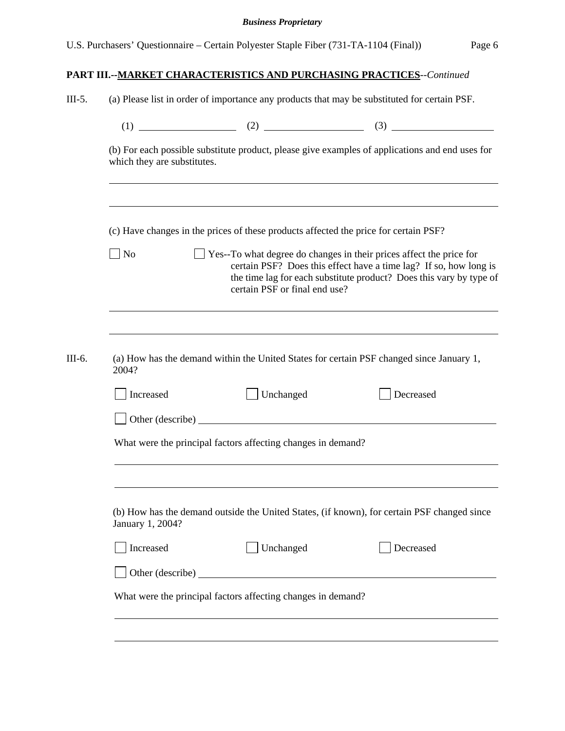## PART III.--MARKET CHARACTERISTICS AND PURCHASING PRACTICES--*Continued*

III-5. (a) Please list in order of importance any products that may be substituted for certain PSF.

(1) ____________________ (2) ____________________ (3) ____________________

(b) For each possible substitute product, please give examples of applications and end uses for which they are substitutes.

______________________________________________________________________________

______________________________________________________________________________

(c) Have changes in the prices of these products affected the price for certain PSF?

☐ No ☐ Yes--To what degree do changes in their prices affect the price for certain PSF? Does this effect have a time lag? If so, how long is the time lag for each substitute product? Does this vary by type of certain PSF or final end use?

______________________________________________________________________________

______________________________________________________________________________

III-6. (a) How has the demand within the United States for certain PSF changed since January 1, 2004?

☐ Increased ☐ Unchanged ☐ Decreased

☐ Other (describe) ____________________________________________________________

What were the principal factors affecting changes in demand?

______________________________________________________________________________

______________________________________________________________________________

(b) How has the demand outside the United States, (if known), for certain PSF changed since January 1, 2004?

☐ Increased ☐ Unchanged ☐ Decreased

☐ Other (describe) ____________________________________________________________

What were the principal factors affecting changes in demand?

______________________________________________________________________________

______________________________________________________________________________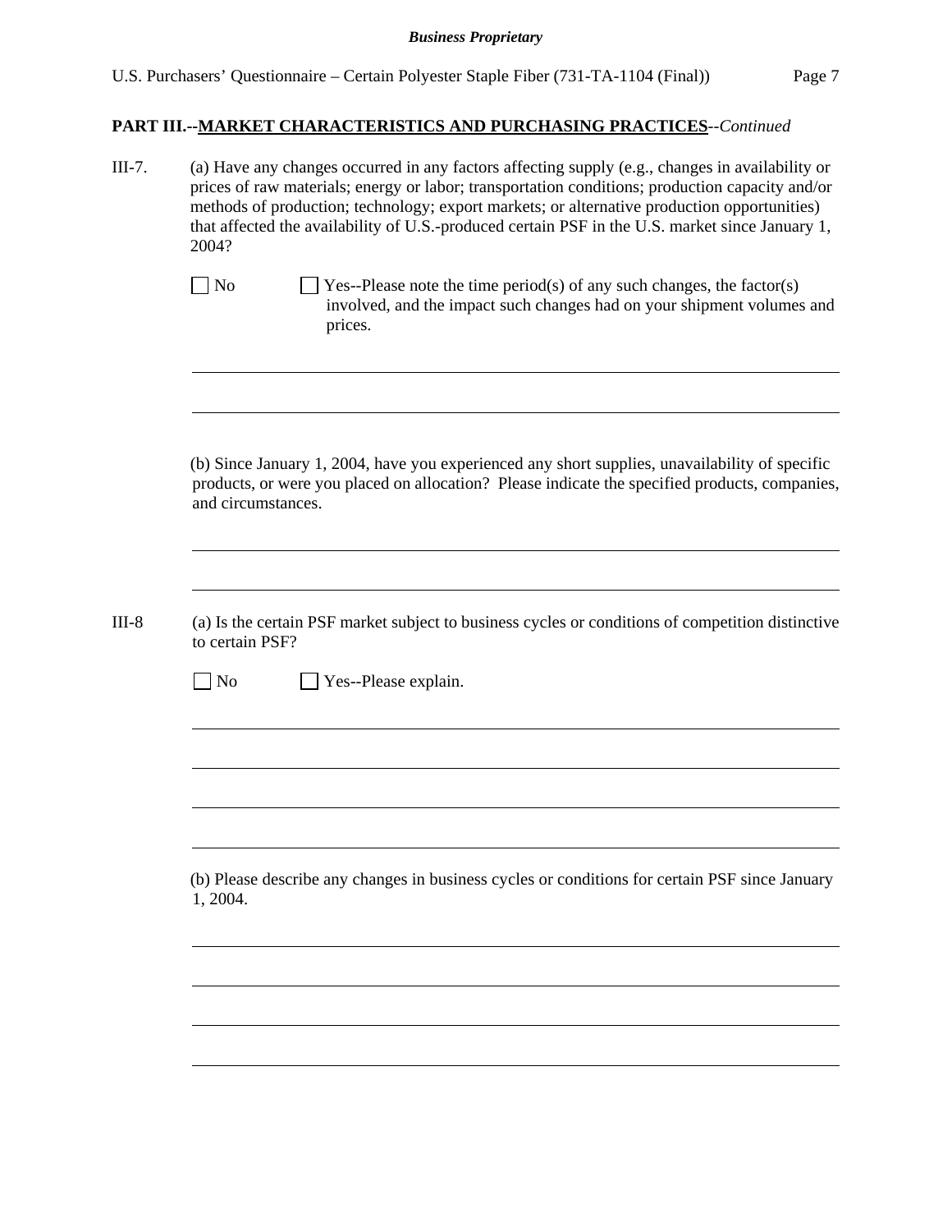**PART III.--MARKET CHARACTERISTICS AND PURCHASING PRACTICES**--*Continued*

III-7. (a) Have any changes occurred in any factors affecting supply (e.g., changes in availability or prices of raw materials; energy or labor; transportation conditions; production capacity and/or methods of production; technology; export markets; or alternative production opportunities) that affected the availability of U.S.-produced certain PSF in the U.S. market since January 1, 2004?

☐ No ☐ Yes--Please note the time period(s) of any such changes, the factor(s) involved, and the impact such changes had on your shipment volumes and prices.

(b) Since January 1, 2004, have you experienced any short supplies, unavailability of specific products, or were you placed on allocation? Please indicate the specified products, companies, and circumstances.

III-8 (a) Is the certain PSF market subject to business cycles or conditions of competition distinctive to certain PSF?

☐ No ☐ Yes--Please explain.

(b) Please describe any changes in business cycles or conditions for certain PSF since January 1, 2004.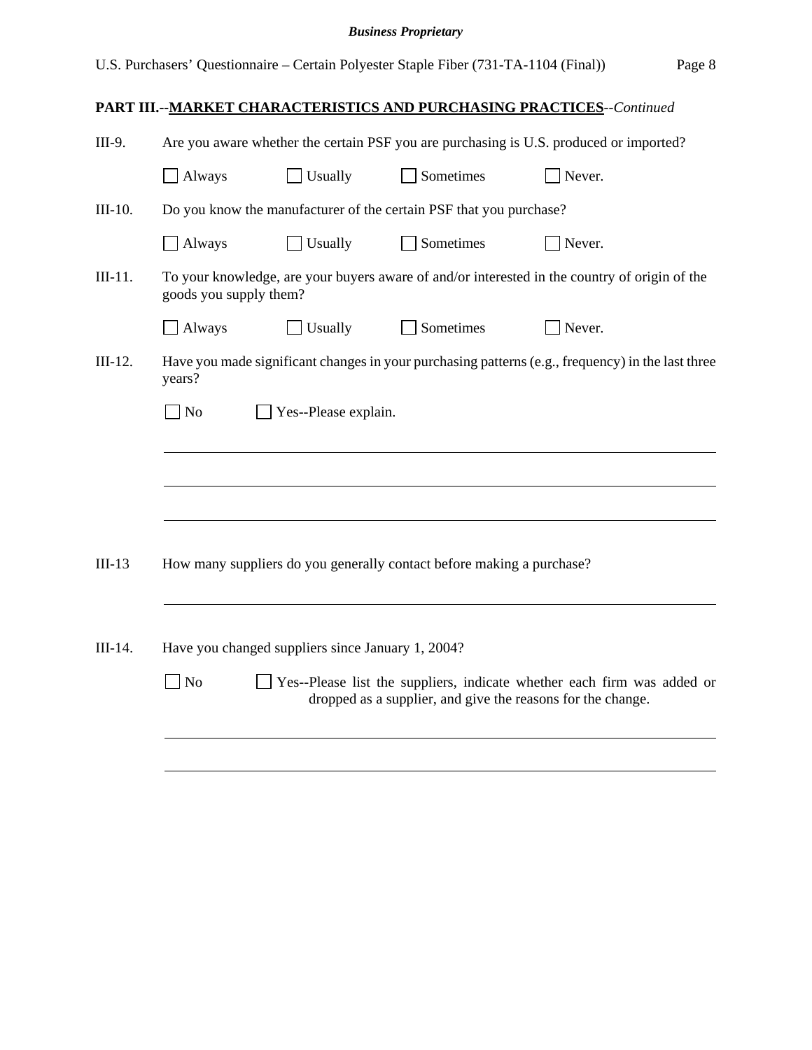**PART III.--MARKET CHARACTERISTICS AND PURCHASING PRACTICES**--*Continued*

III-9. Are you aware whether the certain PSF you are purchasing is U.S. produced or imported?

☐ Always ☐ Usually ☐ Sometimes ☐ Never.

III-10. Do you know the manufacturer of the certain PSF that you purchase?

☐ Always ☐ Usually ☐ Sometimes ☐ Never.

III-11. To your knowledge, are your buyers aware of and/or interested in the country of origin of the goods you supply them?

☐ Always ☐ Usually ☐ Sometimes ☐ Never.

III-12. Have you made significant changes in your purchasing patterns (e.g., frequency) in the last three years?

☐ No ☐ Yes--Please explain.

______________________________________________________________________

______________________________________________________________________

______________________________________________________________________

III-13 How many suppliers do you generally contact before making a purchase?

______________________________________________________________________

III-14. Have you changed suppliers since January 1, 2004?

☐ No ☐ Yes--Please list the suppliers, indicate whether each firm was added or dropped as a supplier, and give the reasons for the change.

______________________________________________________________________

______________________________________________________________________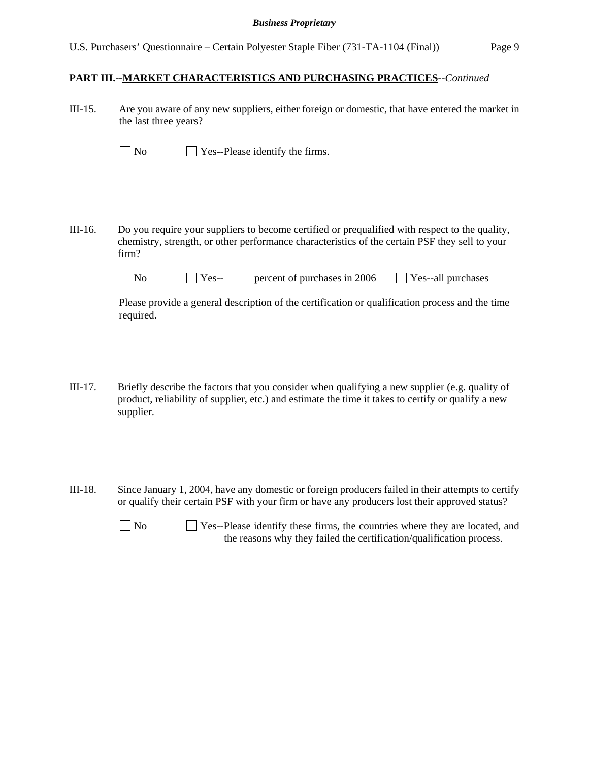**PART III.--MARKET CHARACTERISTICS AND PURCHASING PRACTICES**--*Continued*

III-15. Are you aware of any new suppliers, either foreign or domestic, that have entered the market in the last three years?

☐ No ☐ Yes--Please identify the firms.

______________________________________________________________________

______________________________________________________________________

III-16. Do you require your suppliers to become certified or prequalified with respect to the quality, chemistry, strength, or other performance characteristics of the certain PSF they sell to your firm?

☐ No ☐ Yes--_____ percent of purchases in 2006 ☐ Yes--all purchases

Please provide a general description of the certification or qualification process and the time required.

______________________________________________________________________

______________________________________________________________________

III-17. Briefly describe the factors that you consider when qualifying a new supplier (e.g. quality of product, reliability of supplier, etc.) and estimate the time it takes to certify or qualify a new supplier.

______________________________________________________________________

______________________________________________________________________

III-18. Since January 1, 2004, have any domestic or foreign producers failed in their attempts to certify or qualify their certain PSF with your firm or have any producers lost their approved status?

☐ No ☐ Yes--Please identify these firms, the countries where they are located, and the reasons why they failed the certification/qualification process.

______________________________________________________________________

______________________________________________________________________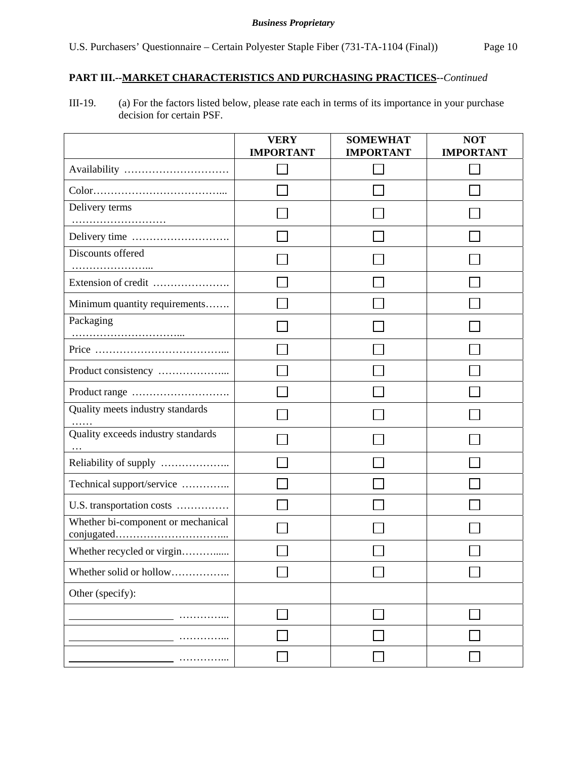**PART III.--MARKET CHARACTERISTICS AND PURCHASING PRACTICES**--*Continued*

III-19. (a) For the factors listed below, please rate each in terms of its importance in your purchase decision for certain PSF.

| | VERY IMPORTANT | SOMEWHAT IMPORTANT | NOT IMPORTANT |
|---|---|---|---|
| Availability ………………………… | ☐ | ☐ | ☐ |
| Color……………………………….. | ☐ | ☐ | ☐ |
| Delivery terms ……………………… | ☐ | ☐ | ☐ |
| Delivery time ………………………. | ☐ | ☐ | ☐ |
| Discounts offered ………………….. | ☐ | ☐ | ☐ |
| Extension of credit …………………. | ☐ | ☐ | ☐ |
| Minimum quantity requirements……. | ☐ | ☐ | ☐ |
| Packaging ………………………….. | ☐ | ☐ | ☐ |
| Price ……………………………….. | ☐ | ☐ | ☐ |
| Product consistency ……………….. | ☐ | ☐ | ☐ |
| Product range ………………………. | ☐ | ☐ | ☐ |
| Quality meets industry standards …… | ☐ | ☐ | ☐ |
| Quality exceeds industry standards … | ☐ | ☐ | ☐ |
| Reliability of supply ……………….. | ☐ | ☐ | ☐ |
| Technical support/service ………….. | ☐ | ☐ | ☐ |
| U.S. transportation costs …………… | ☐ | ☐ | ☐ |
| Whether bi-component or mechanical conjugated………………………….. | ☐ | ☐ | ☐ |
| Whether recycled or virgin……….…. | ☐ | ☐ | ☐ |
| Whether solid or hollow…………….. | ☐ | ☐ | ☐ |
| Other (specify): | | | |
| ________________ …………... | ☐ | ☐ | ☐ |
| ________________ …………... | ☐ | ☐ | ☐ |
| ________________ …………... | ☐ | ☐ | ☐ |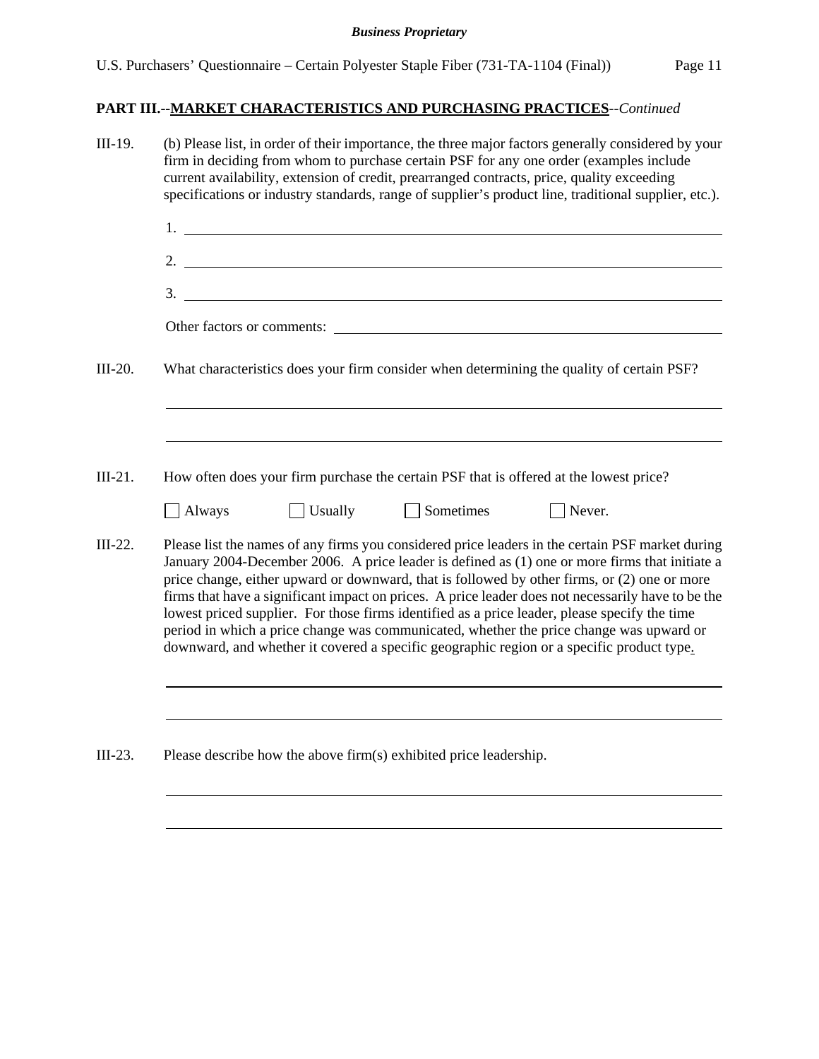## PART III.--MARKET CHARACTERISTICS AND PURCHASING PRACTICES--*Continued*

III-19. (b) Please list, in order of their importance, the three major factors generally considered by your firm in deciding from whom to purchase certain PSF for any one order (examples include current availability, extension of credit, prearranged contracts, price, quality exceeding specifications or industry standards, range of supplier's product line, traditional supplier, etc.).

1. ______________________________

2. ______________________________

3. ______________________________

Other factors or comments: ______________________________

III-20. What characteristics does your firm consider when determining the quality of certain PSF?

______________________________

______________________________

III-21. How often does your firm purchase the certain PSF that is offered at the lowest price?

☐ Always ☐ Usually ☐ Sometimes ☐ Never.

III-22. Please list the names of any firms you considered price leaders in the certain PSF market during January 2004-December 2006. A price leader is defined as (1) one or more firms that initiate a price change, either upward or downward, that is followed by other firms, or (2) one or more firms that have a significant impact on prices. A price leader does not necessarily have to be the lowest priced supplier. For those firms identified as a price leader, please specify the time period in which a price change was communicated, whether the price change was upward or downward, and whether it covered a specific geographic region or a specific product type.

______________________________

______________________________

III-23. Please describe how the above firm(s) exhibited price leadership.

______________________________

______________________________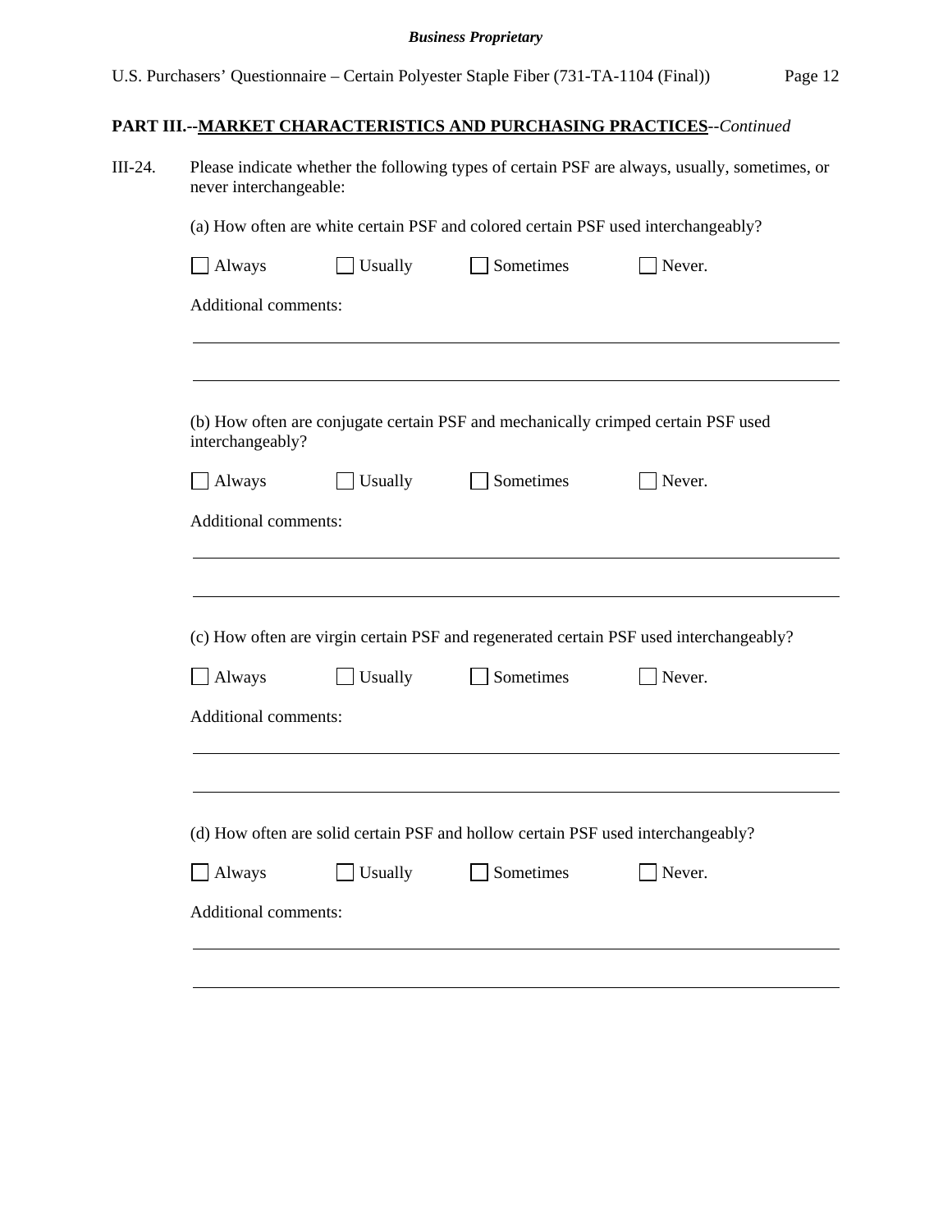**PART III.--MARKET CHARACTERISTICS AND PURCHASING PRACTICES**--*Continued*

III-24. Please indicate whether the following types of certain PSF are always, usually, sometimes, or never interchangeable:

(a) How often are white certain PSF and colored certain PSF used interchangeably?

☐ Always ☐ Usually ☐ Sometimes ☐ Never.

Additional comments:

______________________________________________________________________

______________________________________________________________________

(b) How often are conjugate certain PSF and mechanically crimped certain PSF used interchangeably?

☐ Always ☐ Usually ☐ Sometimes ☐ Never.

Additional comments:

______________________________________________________________________

______________________________________________________________________

(c) How often are virgin certain PSF and regenerated certain PSF used interchangeably?

☐ Always ☐ Usually ☐ Sometimes ☐ Never.

Additional comments:

______________________________________________________________________

______________________________________________________________________

(d) How often are solid certain PSF and hollow certain PSF used interchangeably?

☐ Always ☐ Usually ☐ Sometimes ☐ Never.

Additional comments:

______________________________________________________________________

______________________________________________________________________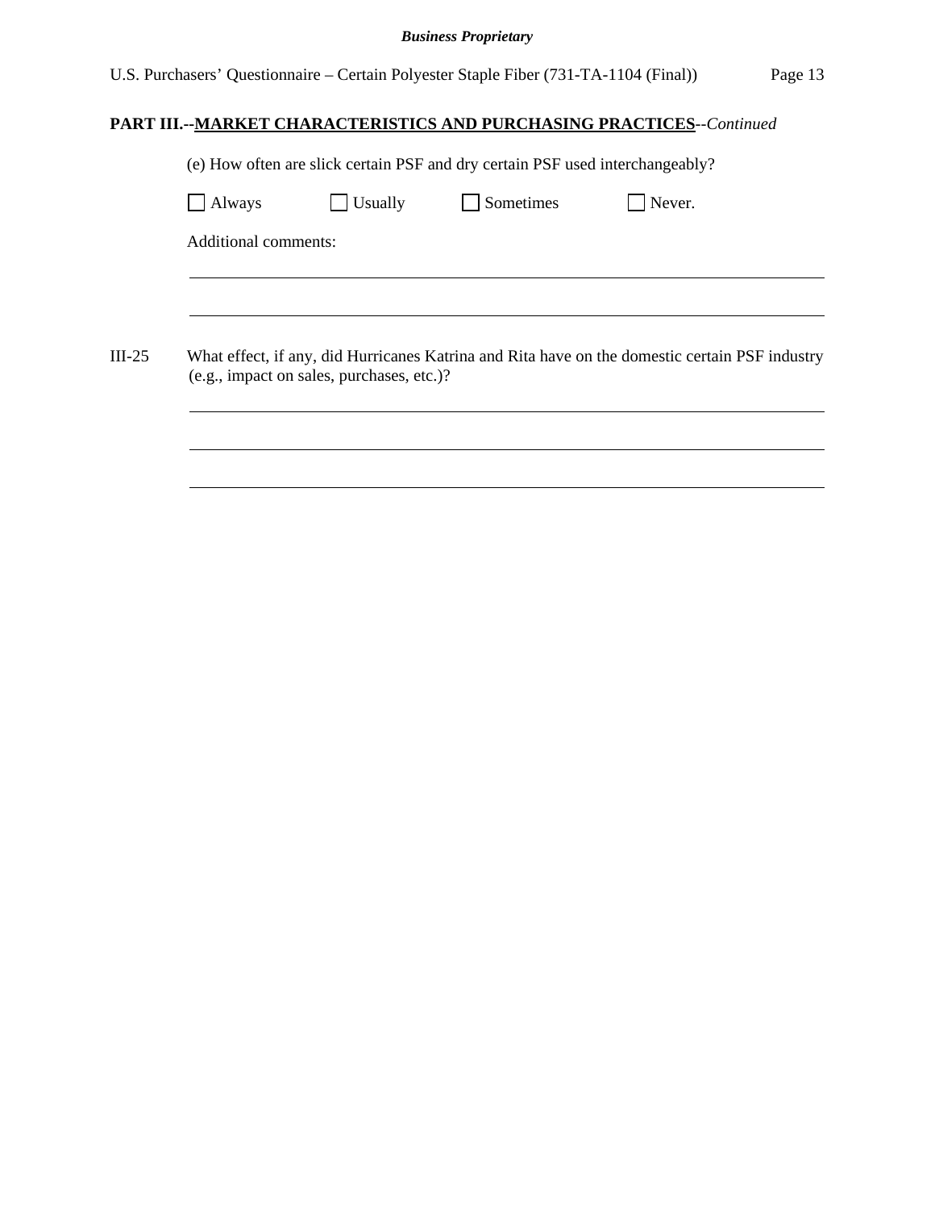## PART III.--MARKET CHARACTERISTICS AND PURCHASING PRACTICES--*Continued*

(e) How often are slick certain PSF and dry certain PSF used interchangeably?

☐ Always ☐ Usually ☐ Sometimes ☐ Never.

Additional comments:

______________________________________________________________________

______________________________________________________________________

III-25 What effect, if any, did Hurricanes Katrina and Rita have on the domestic certain PSF industry (e.g., impact on sales, purchases, etc.)?

______________________________________________________________________

______________________________________________________________________

______________________________________________________________________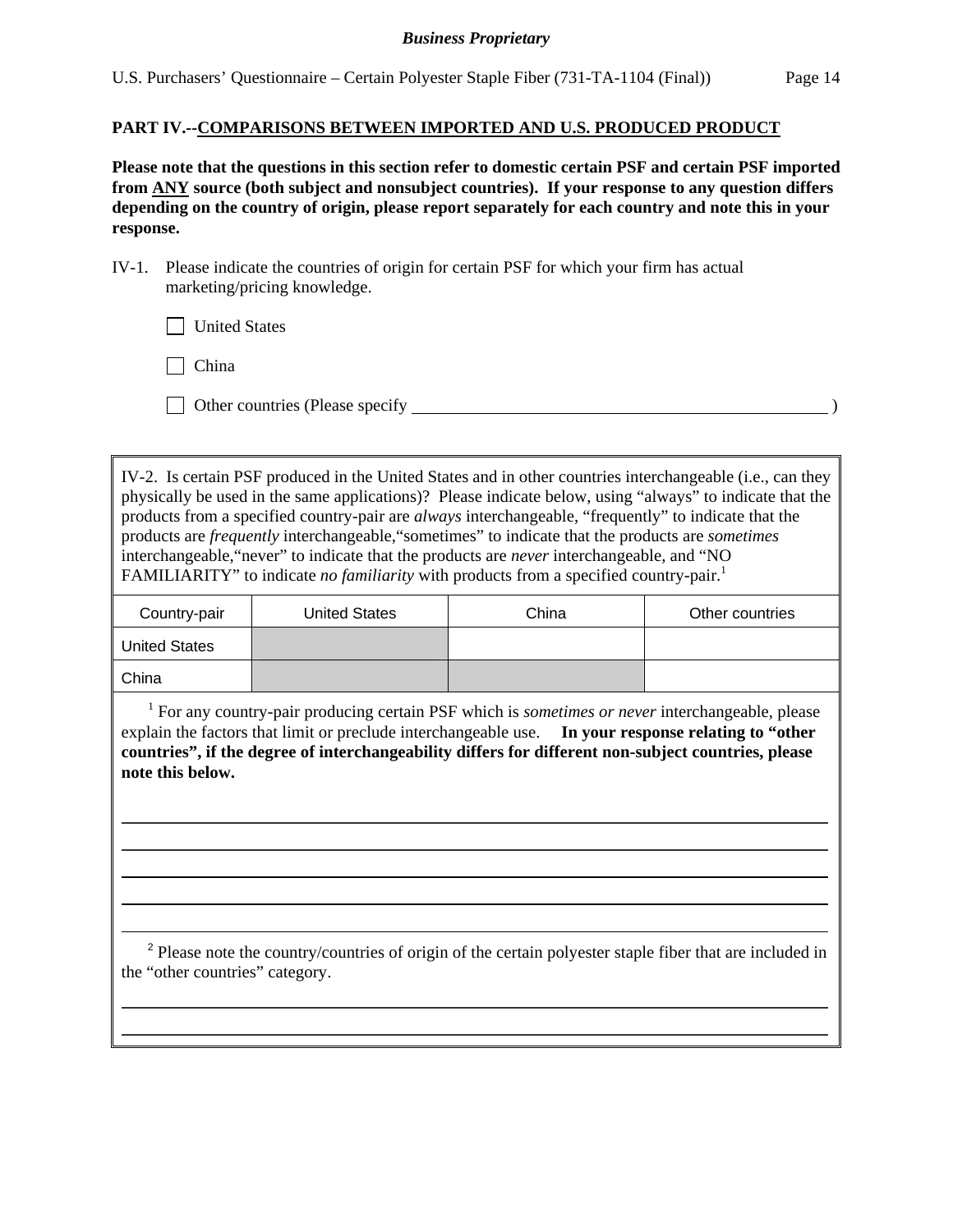## PART IV.--COMPARISONS BETWEEN IMPORTED AND U.S. PRODUCED PRODUCT

**Please note that the questions in this section refer to domestic certain PSF and certain PSF imported from ANY source (both subject and nonsubject countries). If your response to any question differs depending on the country of origin, please report separately for each country and note this in your response.**

IV-1. Please indicate the countries of origin for certain PSF for which your firm has actual marketing/pricing knowledge.

☐ United States

☐ China

☐ Other countries (Please specify ______________________________ )

IV-2. Is certain PSF produced in the United States and in other countries interchangeable (i.e., can they physically be used in the same applications)? Please indicate below, using "always" to indicate that the products from a specified country-pair are *always* interchangeable, "frequently" to indicate that the products are *frequently* interchangeable, "sometimes" to indicate that the products are *sometimes* interchangeable, "never" to indicate that the products are *never* interchangeable, and "NO FAMILIARITY" to indicate *no familiarity* with products from a specified country-pair.[1]

| Country-pair | United States | China | Other countries |
|---|---|---|---|
| United States | | | |
| China | | | |

[1] For any country-pair producing certain PSF which is *sometimes or never* interchangeable, please explain the factors that limit or preclude interchangeable use. **In your response relating to "other countries", if the degree of interchangeability differs for different non-subject countries, please note this below.**

______________________________________________________________________

______________________________________________________________________

______________________________________________________________________

______________________________________________________________________

______________________________________________________________________

[2] Please note the country/countries of origin of the certain polyester staple fiber that are included in the "other countries" category.

______________________________________________________________________

______________________________________________________________________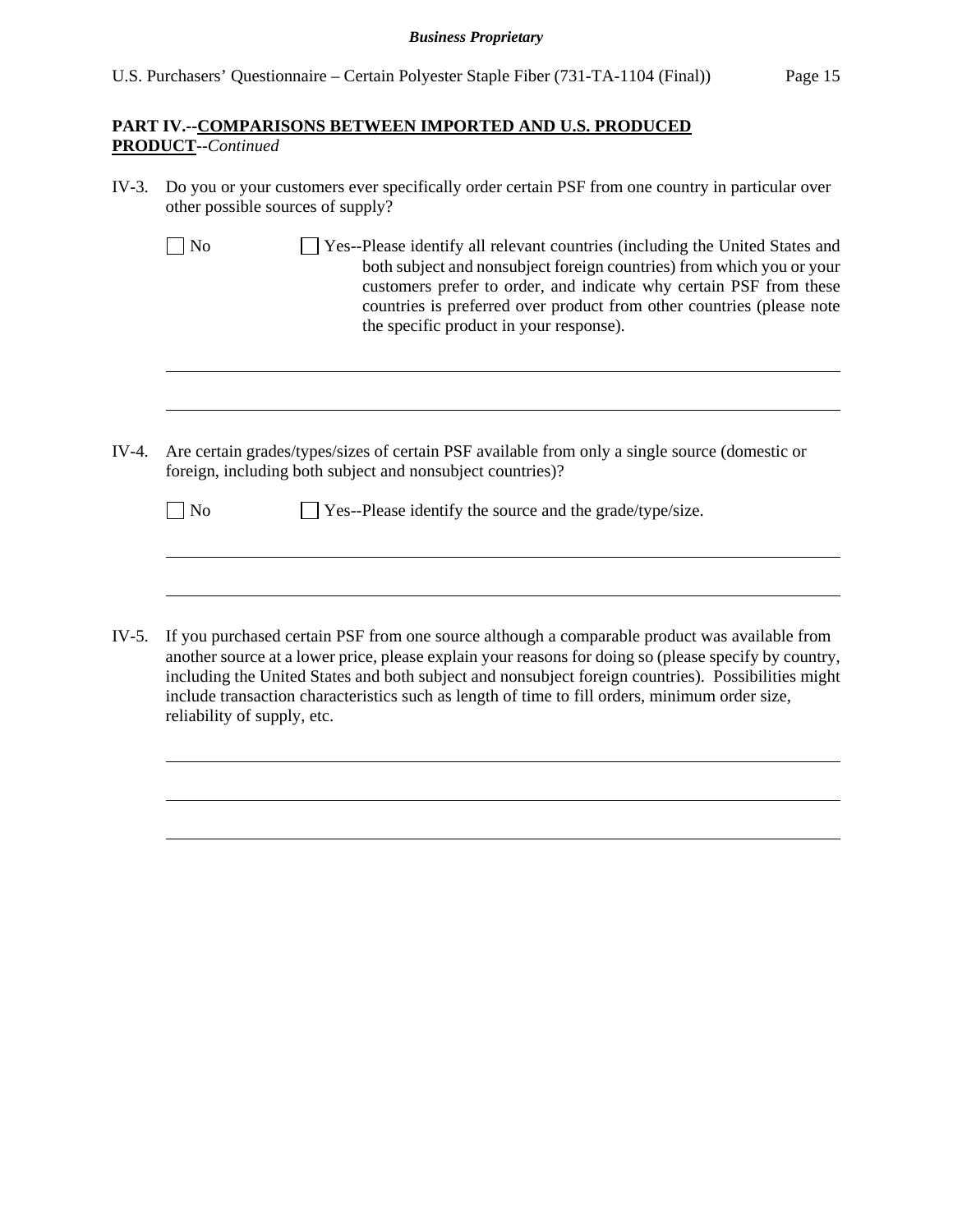**PART IV.--COMPARISONS BETWEEN IMPORTED AND U.S. PRODUCED PRODUCT**--*Continued*

IV-3. Do you or your customers ever specifically order certain PSF from one country in particular over other possible sources of supply?

☐ No ☐ Yes--Please identify all relevant countries (including the United States and both subject and nonsubject foreign countries) from which you or your customers prefer to order, and indicate why certain PSF from these countries is preferred over product from other countries (please note the specific product in your response).

\_\_\_\_\_\_\_\_\_\_\_\_\_\_\_\_\_\_\_\_\_\_\_\_\_\_\_\_\_\_\_\_\_\_\_\_\_\_\_\_\_\_\_\_\_\_\_\_\_\_\_\_\_\_\_\_\_\_\_\_

\_\_\_\_\_\_\_\_\_\_\_\_\_\_\_\_\_\_\_\_\_\_\_\_\_\_\_\_\_\_\_\_\_\_\_\_\_\_\_\_\_\_\_\_\_\_\_\_\_\_\_\_\_\_\_\_\_\_\_\_

IV-4. Are certain grades/types/sizes of certain PSF available from only a single source (domestic or foreign, including both subject and nonsubject countries)?

☐ No ☐ Yes--Please identify the source and the grade/type/size.

\_\_\_\_\_\_\_\_\_\_\_\_\_\_\_\_\_\_\_\_\_\_\_\_\_\_\_\_\_\_\_\_\_\_\_\_\_\_\_\_\_\_\_\_\_\_\_\_\_\_\_\_\_\_\_\_\_\_\_\_

\_\_\_\_\_\_\_\_\_\_\_\_\_\_\_\_\_\_\_\_\_\_\_\_\_\_\_\_\_\_\_\_\_\_\_\_\_\_\_\_\_\_\_\_\_\_\_\_\_\_\_\_\_\_\_\_\_\_\_\_

IV-5. If you purchased certain PSF from one source although a comparable product was available from another source at a lower price, please explain your reasons for doing so (please specify by country, including the United States and both subject and nonsubject foreign countries). Possibilities might include transaction characteristics such as length of time to fill orders, minimum order size, reliability of supply, etc.

\_\_\_\_\_\_\_\_\_\_\_\_\_\_\_\_\_\_\_\_\_\_\_\_\_\_\_\_\_\_\_\_\_\_\_\_\_\_\_\_\_\_\_\_\_\_\_\_\_\_\_\_\_\_\_\_\_\_\_\_

\_\_\_\_\_\_\_\_\_\_\_\_\_\_\_\_\_\_\_\_\_\_\_\_\_\_\_\_\_\_\_\_\_\_\_\_\_\_\_\_\_\_\_\_\_\_\_\_\_\_\_\_\_\_\_\_\_\_\_\_

\_\_\_\_\_\_\_\_\_\_\_\_\_\_\_\_\_\_\_\_\_\_\_\_\_\_\_\_\_\_\_\_\_\_\_\_\_\_\_\_\_\_\_\_\_\_\_\_\_\_\_\_\_\_\_\_\_\_\_\_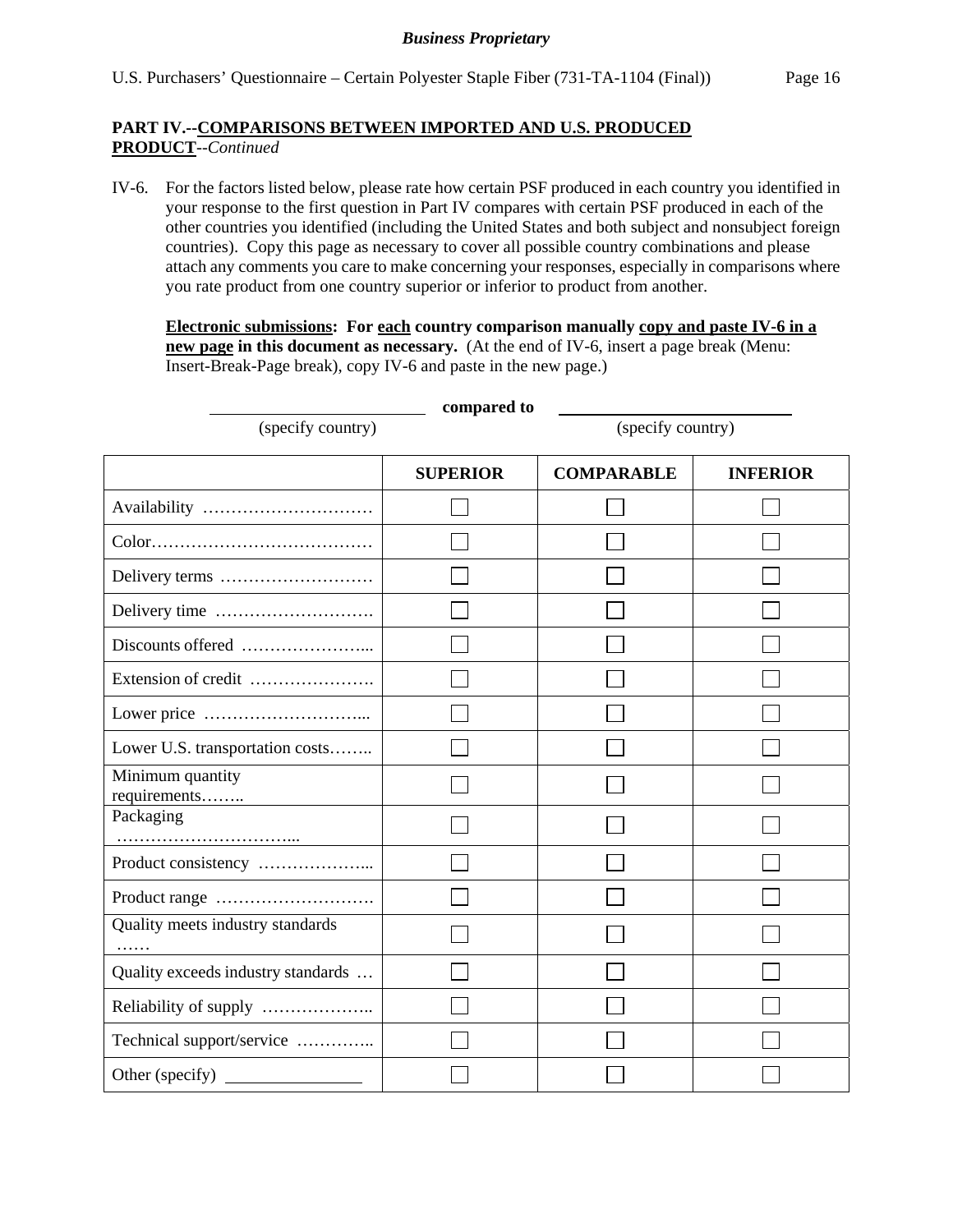**PART IV.--COMPARISONS BETWEEN IMPORTED AND U.S. PRODUCED PRODUCT**--*Continued*

IV-6. For the factors listed below, please rate how certain PSF produced in each country you identified in your response to the first question in Part IV compares with certain PSF produced in each of the other countries you identified (including the United States and both subject and nonsubject foreign countries). Copy this page as necessary to cover all possible country combinations and please attach any comments you care to make concerning your responses, especially in comparisons where you rate product from one country superior or inferior to product from another.

**Electronic submissions: For each country comparison manually copy and paste IV-6 in a new page in this document as necessary.** (At the end of IV-6, insert a page break (Menu: Insert-Break-Page break), copy IV-6 and paste in the new page.)

______________ **compared to** ______________
(specify country) (specify country)

| | **SUPERIOR** | **COMPARABLE** | **INFERIOR** |
|---|---|---|---|
| Availability ………………………… | ☐ | ☐ | ☐ |
| Color………………………………… | ☐ | ☐ | ☐ |
| Delivery terms ……………………… | ☐ | ☐ | ☐ |
| Delivery time ………………………. | ☐ | ☐ | ☐ |
| Discounts offered …………………... | ☐ | ☐ | ☐ |
| Extension of credit …………………. | ☐ | ☐ | ☐ |
| Lower price ………………………... | ☐ | ☐ | ☐ |
| Lower U.S. transportation costs…….. | ☐ | ☐ | ☐ |
| Minimum quantity requirements…….. | ☐ | ☐ | ☐ |
| Packaging …………………………... | ☐ | ☐ | ☐ |
| Product consistency ………………... | ☐ | ☐ | ☐ |
| Product range ………………………. | ☐ | ☐ | ☐ |
| Quality meets industry standards …… | ☐ | ☐ | ☐ |
| Quality exceeds industry standards … | ☐ | ☐ | ☐ |
| Reliability of supply ……………….. | ☐ | ☐ | ☐ |
| Technical support/service ………….. | ☐ | ☐ | ☐ |
| Other (specify) ______________ | ☐ | ☐ | ☐ |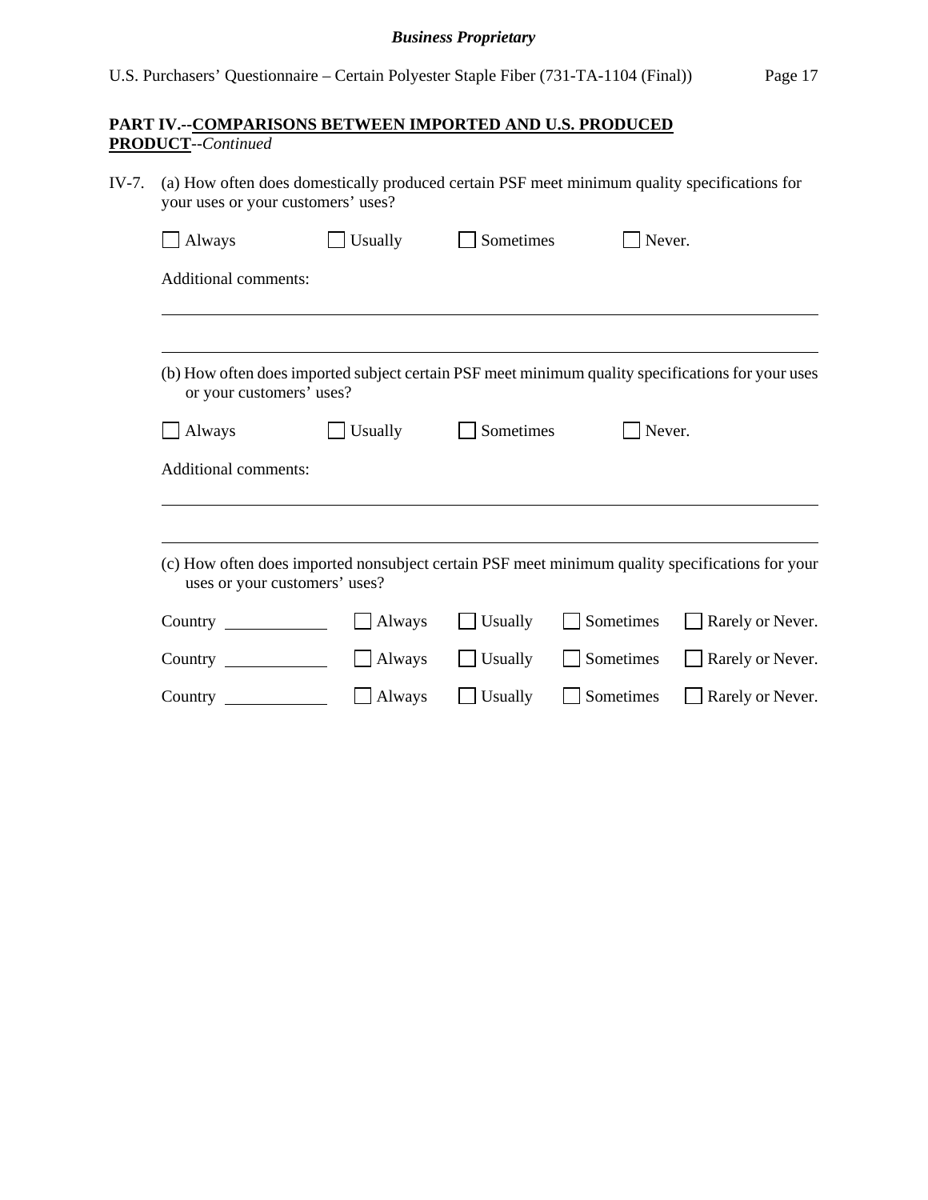**PART IV.--COMPARISONS BETWEEN IMPORTED AND U.S. PRODUCED PRODUCT**--*Continued*

IV-7. (a) How often does domestically produced certain PSF meet minimum quality specifications for your uses or your customers' uses?

☐ Always ☐ Usually ☐ Sometimes ☐ Never.

Additional comments:

______________________________________________________________________________

______________________________________________________________________________

(b) How often does imported subject certain PSF meet minimum quality specifications for your uses or your customers' uses?

☐ Always ☐ Usually ☐ Sometimes ☐ Never.

Additional comments:

______________________________________________________________________________

______________________________________________________________________________

(c) How often does imported nonsubject certain PSF meet minimum quality specifications for your uses or your customers' uses?

Country ____________ ☐ Always ☐ Usually ☐ Sometimes ☐ Rarely or Never.

Country ____________ ☐ Always ☐ Usually ☐ Sometimes ☐ Rarely or Never.

Country ____________ ☐ Always ☐ Usually ☐ Sometimes ☐ Rarely or Never.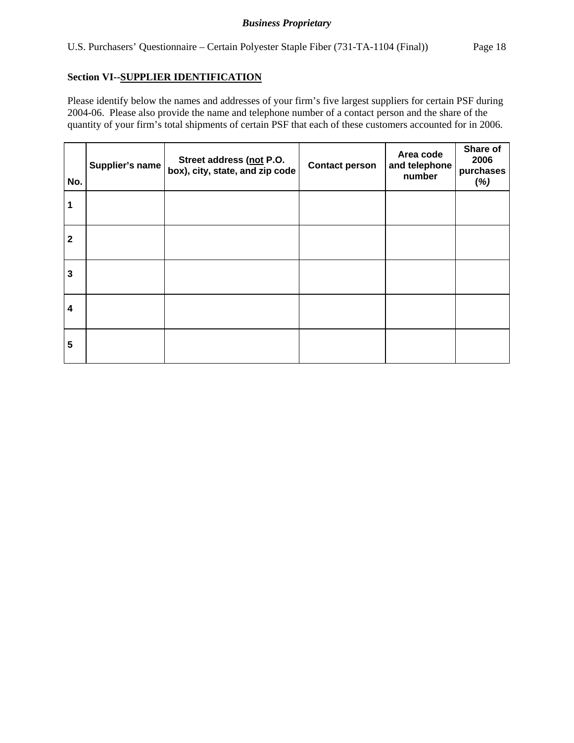## Section VI--SUPPLIER IDENTIFICATION

Please identify below the names and addresses of your firm's five largest suppliers for certain PSF during 2004-06. Please also provide the name and telephone number of a contact person and the share of the quantity of your firm's total shipments of certain PSF that each of these customers accounted for in 2006.

| No. | Supplier's name | Street address (not P.O. box), city, state, and zip code | Contact person | Area code and telephone number | Share of 2006 purchases (%) |
|---|---|---|---|---|---|
| 1 | | | | | |
| 2 | | | | | |
| 3 | | | | | |
| 4 | | | | | |
| 5 | | | | | |